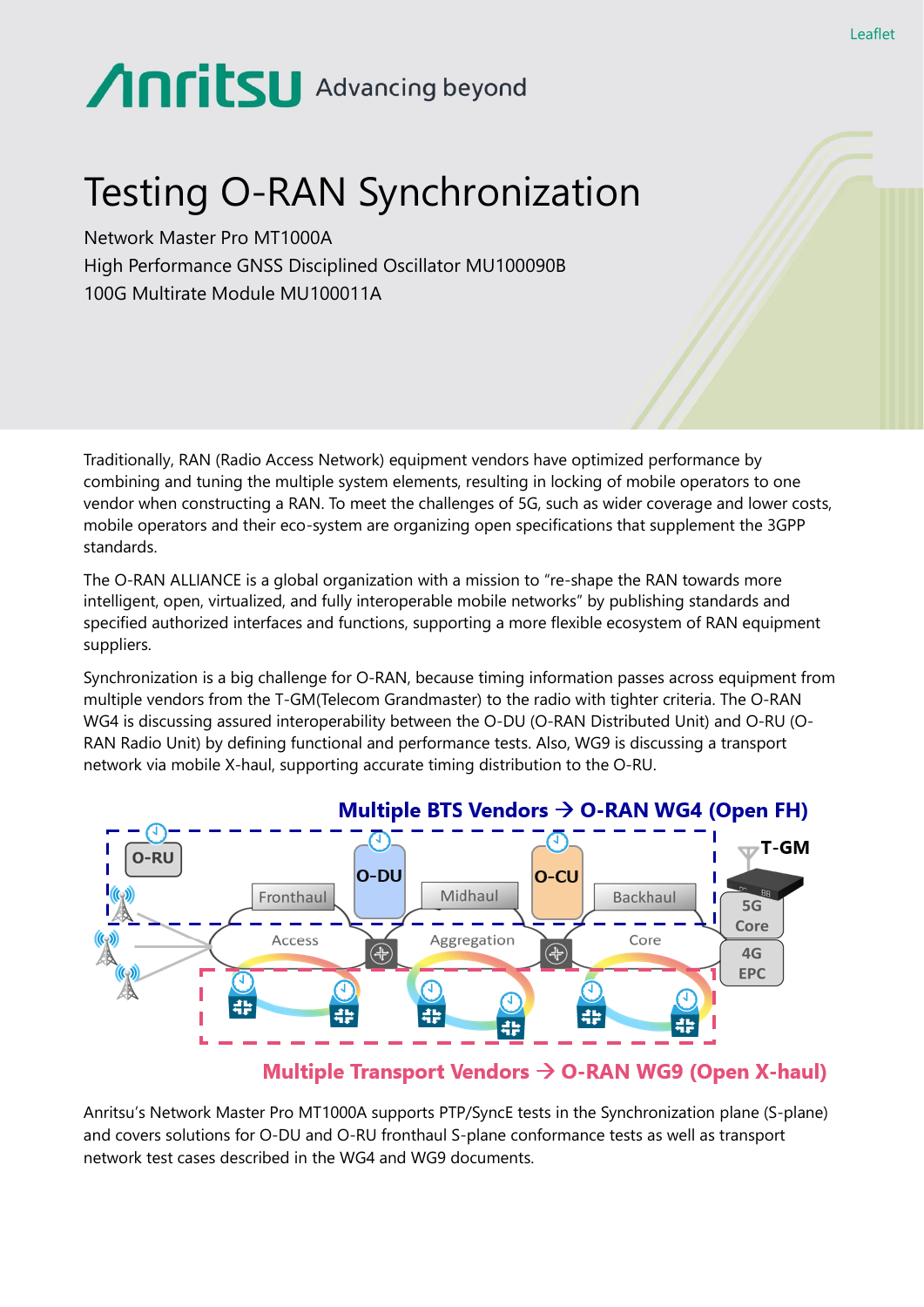Leaflet

# Testing O-RAN Synchronization

Network Master Pro MT1000A
High Performance GNSS Disciplined Oscillator MU100090B
100G Multirate Module MU100011A

Traditionally, RAN (Radio Access Network) equipment vendors have optimized performance by combining and tuning the multiple system elements, resulting in locking of mobile operators to one vendor when constructing a RAN. To meet the challenges of 5G, such as wider coverage and lower costs, mobile operators and their eco-system are organizing open specifications that supplement the 3GPP standards.

The O-RAN ALLIANCE is a global organization with a mission to "re-shape the RAN towards more intelligent, open, virtualized, and fully interoperable mobile networks" by publishing standards and specified authorized interfaces and functions, supporting a more flexible ecosystem of RAN equipment suppliers.

Synchronization is a big challenge for O-RAN, because timing information passes across equipment from multiple vendors from the T-GM(Telecom Grandmaster) to the radio with tighter criteria. The O-RAN WG4 is discussing assured interoperability between the O-DU (O-RAN Distributed Unit) and O-RU (O-RAN Radio Unit) by defining functional and performance tests. Also, WG9 is discussing a transport network via mobile X-haul, supporting accurate timing distribution to the O-RU.

**Multiple BTS Vendors → O-RAN WG4 (Open FH)**

O-RU | O-DU | O-CU | T-GM | Fronthaul | Midhaul | Backhaul | 5G Core | 4G EPC | Access | Aggregation | Core

**Multiple Transport Vendors → O-RAN WG9 (Open X-haul)**

Anritsu's Network Master Pro MT1000A supports PTP/SyncE tests in the Synchronization plane (S-plane) and covers solutions for O-DU and O-RU fronthaul S-plane conformance tests as well as transport network test cases described in the WG4 and WG9 documents.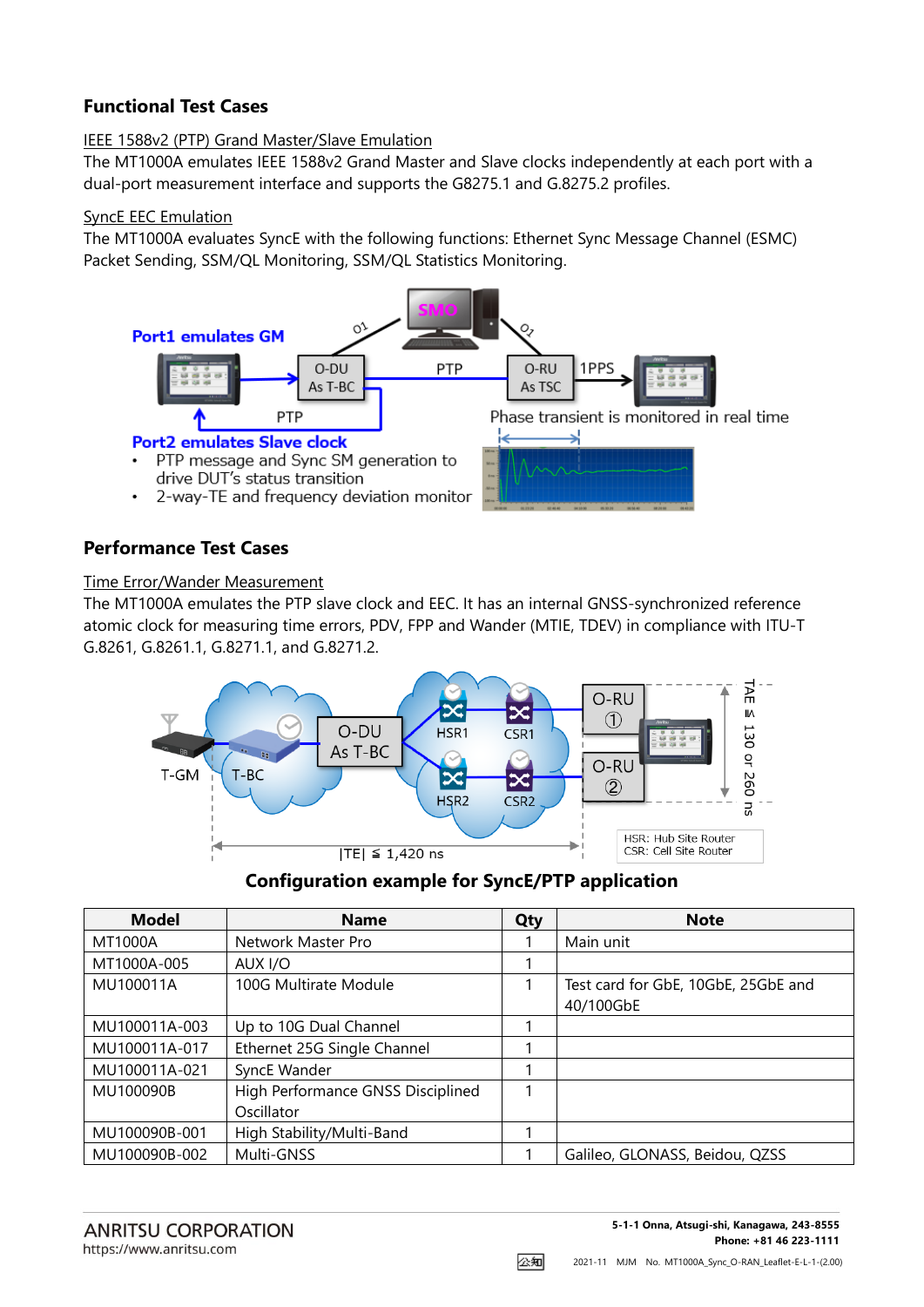## Functional Test Cases

IEEE 1588v2 (PTP) Grand Master/Slave Emulation

The MT1000A emulates IEEE 1588v2 Grand Master and Slave clocks independently at each port with a dual-port measurement interface and supports the G8275.1 and G.8275.2 profiles.

SyncE EEC Emulation

The MT1000A evaluates SyncE with the following functions: Ethernet Sync Message Channel (ESMC) Packet Sending, SSM/QL Monitoring, SSM/QL Statistics Monitoring.

SMO
O1
O1
Port1 emulates GM
O-DU As T-BC
PTP
O-RU As TSC
1PPS
PTP
Phase transient is monitored in real time
Port2 emulates Slave clock

- PTP message and Sync SM generation to drive DUT's status transition
- 2-way-TE and frequency deviation monitor

## Performance Test Cases

Time Error/Wander Measurement

The MT1000A emulates the PTP slave clock and EEC. It has an internal GNSS-synchronized reference atomic clock for measuring time errors, PDV, FPP and Wander (MTIE, TDEV) in compliance with ITU-T G.8261, G.8261.1, G.8271.1, and G.8271.2.

T-GM
T-BC
O-DU As T-BC
HSR1
CSR1
HSR2
CSR2
O-RU ①
O-RU ②
TAE ≦ 130 or 260 ns
|TE| ≦ 1,420 ns
HSR: Hub Site Router
CSR: Cell Site Router

**Configuration example for SyncE/PTP application**

| Model | Name | Qty | Note |
|---|---|---|---|
| MT1000A | Network Master Pro | 1 | Main unit |
| MT1000A-005 | AUX I/O | 1 | |
| MU100011A | 100G Multirate Module | 1 | Test card for GbE, 10GbE, 25GbE and 40/100GbE |
| MU100011A-003 | Up to 10G Dual Channel | 1 | |
| MU100011A-017 | Ethernet 25G Single Channel | 1 | |
| MU100011A-021 | SyncE Wander | 1 | |
| MU100090B | High Performance GNSS Disciplined Oscillator | 1 | |
| MU100090B-001 | High Stability/Multi-Band | 1 | |
| MU100090B-002 | Multi-GNSS | 1 | Galileo, GLONASS, Beidou, QZSS |

ANRITSU CORPORATION
https://www.anritsu.com

5-1-1 Onna, Atsugi-shi, Kanagawa, 243-8555
Phone: +81 46 223-1111

公知 2021-11 MJM No. MT1000A_Sync_O-RAN_Leaflet-E-L-1-(2.00)